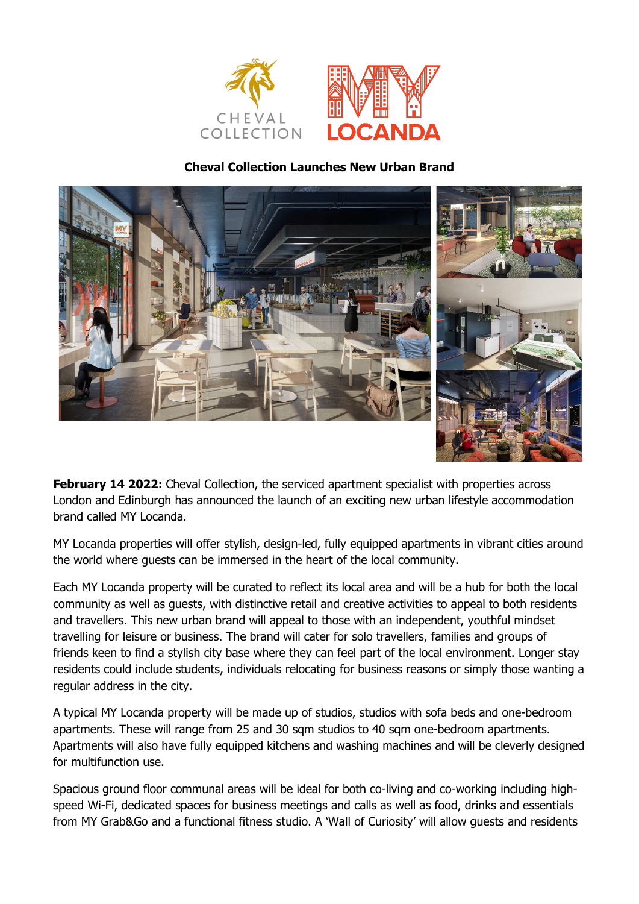**Cheval Collection Launches New Urban Brand**

**February 14 2022:** Cheval Collection, the serviced apartment specialist with properties across London and Edinburgh has announced the launch of an exciting new urban lifestyle accommodation brand called MY Locanda.

MY Locanda properties will offer stylish, design-led, fully equipped apartments in vibrant cities around the world where guests can be immersed in the heart of the local community.

Each MY Locanda property will be curated to reflect its local area and will be a hub for both the local community as well as guests, with distinctive retail and creative activities to appeal to both residents and travellers. This new urban brand will appeal to those with an independent, youthful mindset travelling for leisure or business. The brand will cater for solo travellers, families and groups of friends keen to find a stylish city base where they can feel part of the local environment. Longer stay residents could include students, individuals relocating for business reasons or simply those wanting a regular address in the city.

A typical MY Locanda property will be made up of studios, studios with sofa beds and one-bedroom apartments. These will range from 25 and 30 sqm studios to 40 sqm one-bedroom apartments. Apartments will also have fully equipped kitchens and washing machines and will be cleverly designed for multifunction use.

Spacious ground floor communal areas will be ideal for both co-living and co-working including high-speed Wi-Fi, dedicated spaces for business meetings and calls as well as food, drinks and essentials from MY Grab&Go and a functional fitness studio. A 'Wall of Curiosity' will allow guests and residents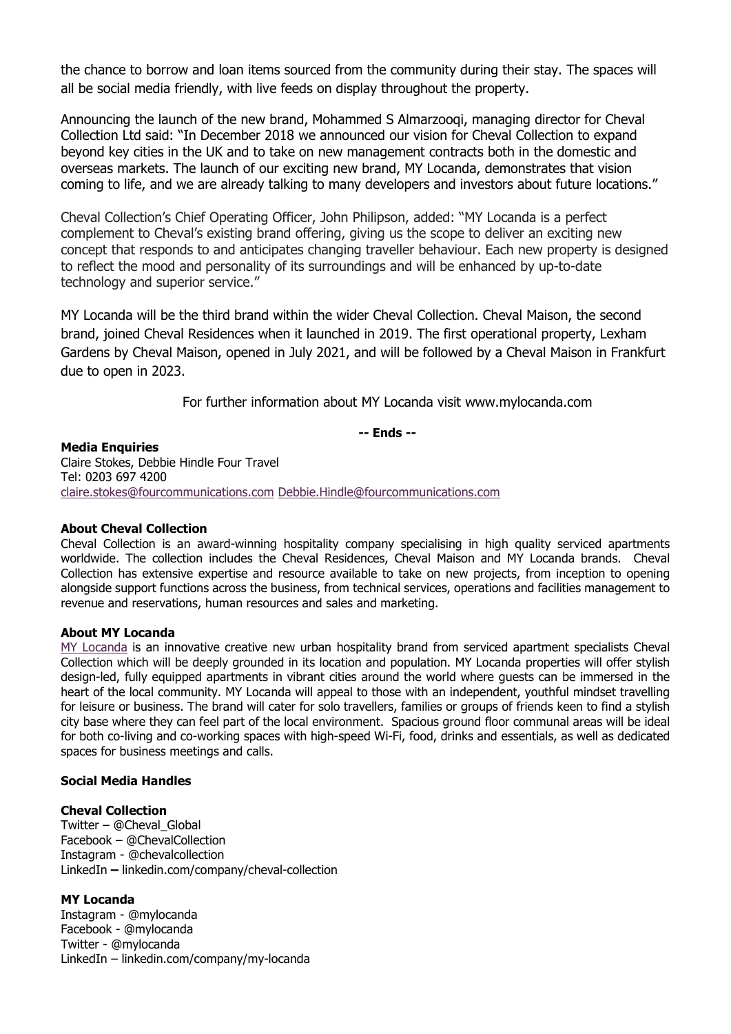the chance to borrow and loan items sourced from the community during their stay. The spaces will all be social media friendly, with live feeds on display throughout the property.

Announcing the launch of the new brand, Mohammed S Almarzooqi, managing director for Cheval Collection Ltd said: "In December 2018 we announced our vision for Cheval Collection to expand beyond key cities in the UK and to take on new management contracts both in the domestic and overseas markets. The launch of our exciting new brand, MY Locanda, demonstrates that vision coming to life, and we are already talking to many developers and investors about future locations."

Cheval Collection's Chief Operating Officer, John Philipson, added: "MY Locanda is a perfect complement to Cheval's existing brand offering, giving us the scope to deliver an exciting new concept that responds to and anticipates changing traveller behaviour. Each new property is designed to reflect the mood and personality of its surroundings and will be enhanced by up-to-date technology and superior service."

MY Locanda will be the third brand within the wider Cheval Collection. Cheval Maison, the second brand, joined Cheval Residences when it launched in 2019. The first operational property, Lexham Gardens by Cheval Maison, opened in July 2021, and will be followed by a Cheval Maison in Frankfurt due to open in 2023.

For further information about MY Locanda visit www.mylocanda.com

**-- Ends --**

**Media Enquiries**
Claire Stokes, Debbie Hindle Four Travel
Tel: 0203 697 4200
claire.stokes@fourcommunications.com Debbie.Hindle@fourcommunications.com

**About Cheval Collection**
Cheval Collection is an award-winning hospitality company specialising in high quality serviced apartments worldwide. The collection includes the Cheval Residences, Cheval Maison and MY Locanda brands. Cheval Collection has extensive expertise and resource available to take on new projects, from inception to opening alongside support functions across the business, from technical services, operations and facilities management to revenue and reservations, human resources and sales and marketing.

**About MY Locanda**
MY Locanda is an innovative creative new urban hospitality brand from serviced apartment specialists Cheval Collection which will be deeply grounded in its location and population. MY Locanda properties will offer stylish design-led, fully equipped apartments in vibrant cities around the world where guests can be immersed in the heart of the local community. MY Locanda will appeal to those with an independent, youthful mindset travelling for leisure or business. The brand will cater for solo travellers, families or groups of friends keen to find a stylish city base where they can feel part of the local environment. Spacious ground floor communal areas will be ideal for both co-living and co-working spaces with high-speed Wi-Fi, food, drinks and essentials, as well as dedicated spaces for business meetings and calls.

**Social Media Handles**

**Cheval Collection**
Twitter – @Cheval_Global
Facebook – @ChevalCollection
Instagram - @chevalcollection
LinkedIn – linkedin.com/company/cheval-collection

**MY Locanda**
Instagram - @mylocanda
Facebook - @mylocanda
Twitter - @mylocanda
LinkedIn – linkedin.com/company/my-locanda